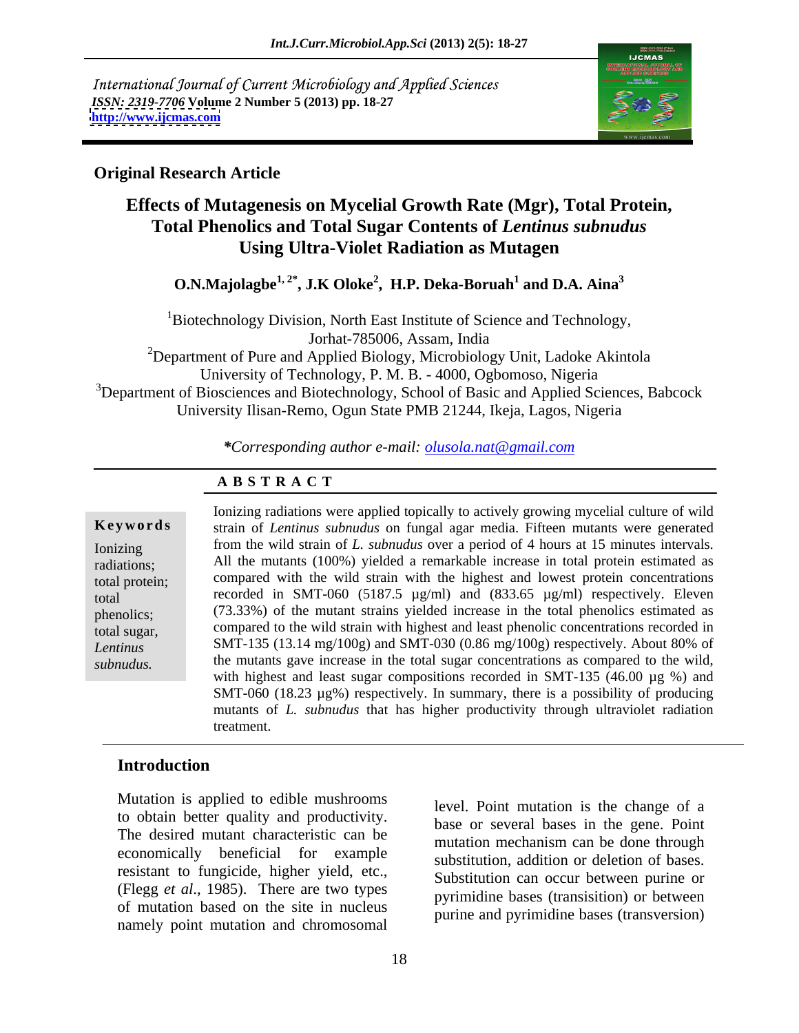International Journal of Current Microbiology and Applied Sciences
*ISSN: 2319-7706* **Volume 2 Number 5 (2013) pp. 18-27**
http://www.ijcmas.com

**Original Research Article**

# Effects of Mutagenesis on Mycelial Growth Rate (Mgr), Total Protein, Total Phenolics and Total Sugar Contents of *Lentinus subnudus* Using Ultra-Violet Radiation as Mutagen

**O.N.Majolagbe[1, 2*], J.K Oloke[2], H.P. Deka-Boruah[1] and D.A. Aina[3]**

[1]Biotechnology Division, North East Institute of Science and Technology, Jorhat-785006, Assam, India
[2]Department of Pure and Applied Biology, Microbiology Unit, Ladoke Akintola University of Technology, P. M. B. - 4000, Ogbomoso, Nigeria
[3]Department of Biosciences and Biotechnology, School of Basic and Applied Sciences, Babcock University Ilisan-Remo, Ogun State PMB 21244, Ikeja, Lagos, Nigeria

**\***Corresponding author e-mail: olusola.nat@gmail.com*

## A B S T R A C T

**Keywords**

Ionizing radiations; total protein; total phenolics; total sugar, *Lentinus subnudus.*

Ionizing radiations were applied topically to actively growing mycelial culture of wild strain of *Lentinus subnudus* on fungal agar media. Fifteen mutants were generated from the wild strain of *L. subnudus* over a period of 4 hours at 15 minutes intervals. All the mutants (100%) yielded a remarkable increase in total protein estimated as compared with the wild strain with the highest and lowest protein concentrations recorded in SMT-060 (5187.5 µg/ml) and (833.65 µg/ml) respectively. Eleven (73.33%) of the mutant strains yielded increase in the total phenolics estimated as compared to the wild strain with highest and least phenolic concentrations recorded in SMT-135 (13.14 mg/100g) and SMT-030 (0.86 mg/100g) respectively. About 80% of the mutants gave increase in the total sugar concentrations as compared to the wild, with highest and least sugar compositions recorded in SMT-135 (46.00 µg %) and SMT-060 (18.23 µg%) respectively. In summary, there is a possibility of producing mutants of *L. subnudus* that has higher productivity through ultraviolet radiation treatment.

## Introduction

Mutation is applied to edible mushrooms to obtain better quality and productivity. The desired mutant characteristic can be economically beneficial for example resistant to fungicide, higher yield, etc., (Flegg *et al*., 1985). There are two types of mutation based on the site in nucleus namely point mutation and chromosomal level. Point mutation is the change of a base or several bases in the gene. Point mutation mechanism can be done through substitution, addition or deletion of bases. Substitution can occur between purine or pyrimidine bases (transisition) or between purine and pyrimidine bases (transversion)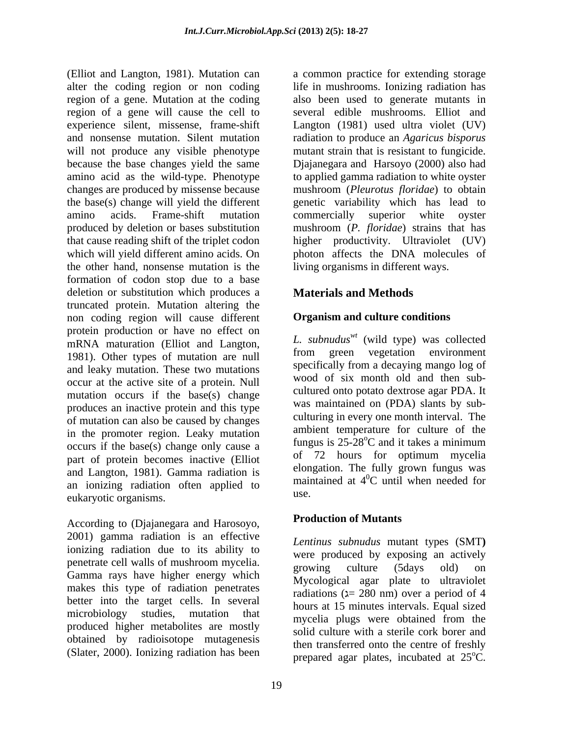(Elliot and Langton, 1981). Mutation can alter the coding region or non coding region of a gene. Mutation at the coding region of a gene will cause the cell to experience silent, missense, frame-shift and nonsense mutation. Silent mutation will not produce any visible phenotype because the base changes yield the same amino acid as the wild-type. Phenotype changes are produced by missense because the base(s) change will yield the different amino acids. Frame-shift mutation produced by deletion or bases substitution that cause reading shift of the triplet codon which will yield different amino acids. On the other hand, nonsense mutation is the formation of codon stop due to a base deletion or substitution which produces a truncated protein. Mutation altering the non coding region will cause different protein production or have no effect on mRNA maturation (Elliot and Langton, 1981). Other types of mutation are null and leaky mutation. These two mutations occur at the active site of a protein. Null mutation occurs if the base(s) change produces an inactive protein and this type of mutation can also be caused by changes in the promoter region. Leaky mutation occurs if the base(s) change only cause a part of protein becomes inactive (Elliot and Langton, 1981). Gamma radiation is an ionizing radiation often applied to eukaryotic organisms.

According to (Djajanegara and Harosoyo, 2001) gamma radiation is an effective ionizing radiation due to its ability to penetrate cell walls of mushroom mycelia. Gamma rays have higher energy which makes this type of radiation penetrates better into the target cells. In several microbiology studies, mutation that produced higher metabolites are mostly obtained by radioisotope mutagenesis (Slater, 2000). Ionizing radiation has been a common practice for extending storage life in mushrooms. Ionizing radiation has also been used to generate mutants in several edible mushrooms. Elliot and Langton (1981) used ultra violet (UV) radiation to produce an *Agaricus bisporus* mutant strain that is resistant to fungicide. Djajanegara and Harsoyo (2000) also had to applied gamma radiation to white oyster mushroom (*Pleurotus floridae*) to obtain genetic variability which has lead to commercially superior white oyster mushroom (*P. floridae*) strains that has higher productivity. Ultraviolet (UV) photon affects the DNA molecules of living organisms in different ways.

## Materials and Methods

### Organism and culture conditions

*L. subnudus*$^{wt}$ (wild type) was collected from green vegetation environment specifically from a decaying mango log of wood of six month old and then sub-cultured onto potato dextrose agar PDA. It was maintained on (PDA) slants by sub-culturing in every one month interval. The ambient temperature for culture of the fungus is 25-28$^{o}$C and it takes a minimum of 72 hours for optimum mycelia elongation. The fully grown fungus was maintained at 4$^{0}$C until when needed for use.

### Production of Mutants

*Lentinus subnudus* mutant types (SMT**)** were produced by exposing an actively growing culture (5days old) on Mycological agar plate to ultraviolet radiations (ג= 280 nm) over a period of 4 hours at 15 minutes intervals. Equal sized mycelia plugs were obtained from the solid culture with a sterile cork borer and then transferred onto the centre of freshly prepared agar plates, incubated at 25$^{o}$C.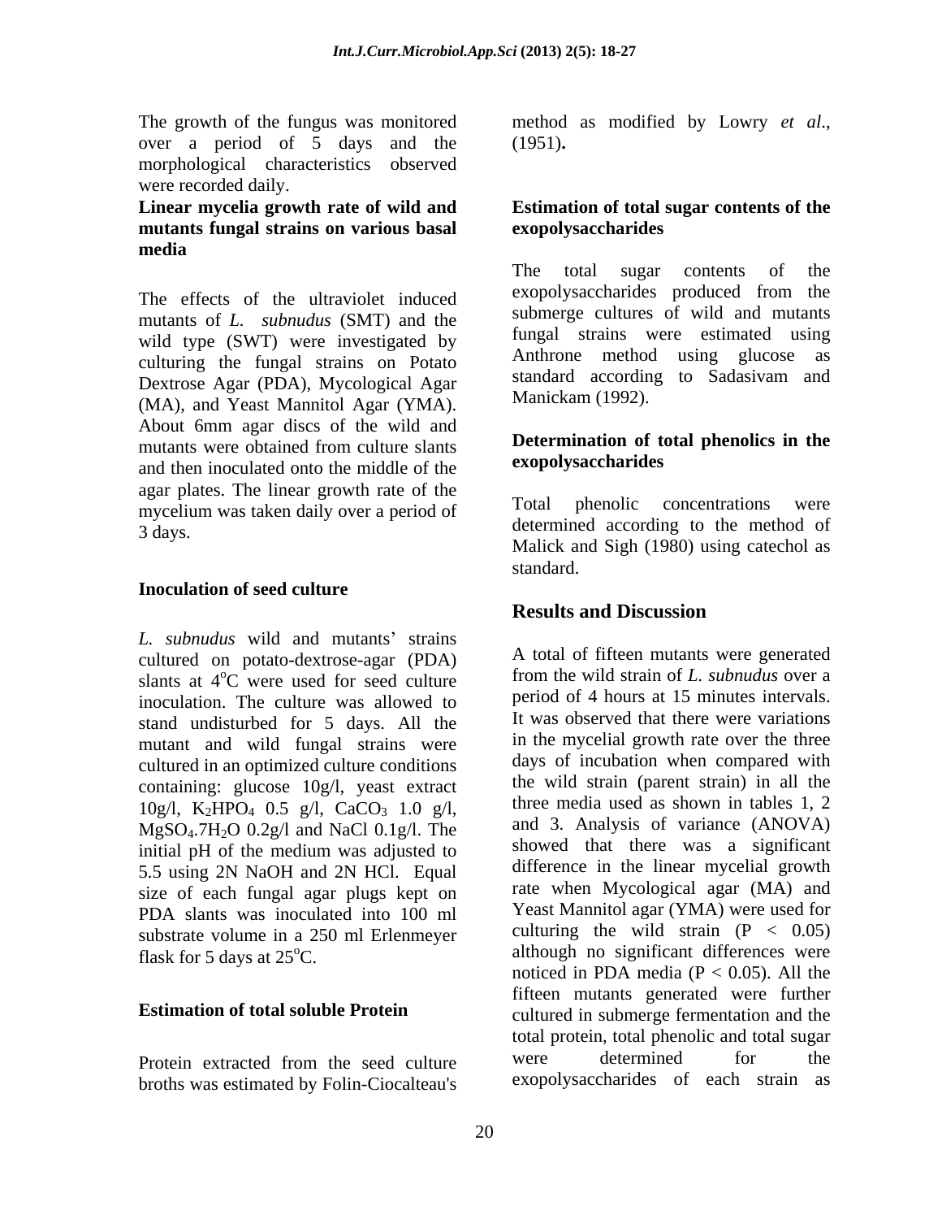The growth of the fungus was monitored over a period of 5 days and the morphological characteristics observed were recorded daily.

**Linear mycelia growth rate of wild and mutants fungal strains on various basal media**

The effects of the ultraviolet induced mutants of *L. subnudus* (SMT) and the wild type (SWT) were investigated by culturing the fungal strains on Potato Dextrose Agar (PDA), Mycological Agar (MA), and Yeast Mannitol Agar (YMA). About 6mm agar discs of the wild and mutants were obtained from culture slants and then inoculated onto the middle of the agar plates. The linear growth rate of the mycelium was taken daily over a period of 3 days.

**Inoculation of seed culture**

*L. subnudus* wild and mutants' strains cultured on potato-dextrose-agar (PDA) slants at $4^oC$ were used for seed culture inoculation. The culture was allowed to stand undisturbed for 5 days. All the mutant and wild fungal strains were cultured in an optimized culture conditions containing: glucose 10g/l, yeast extract 10g/l, $K_2HPO_4$ 0.5 g/l, $CaCO_3$ 1.0 g/l, $MgSO_4.7H_2O$ 0.2g/l and NaCl 0.1g/l. The initial pH of the medium was adjusted to 5.5 using 2N NaOH and 2N HCl. Equal size of each fungal agar plugs kept on PDA slants was inoculated into 100 ml substrate volume in a 250 ml Erlenmeyer flask for 5 days at $25^oC$.

**Estimation of total soluble Protein**

Protein extracted from the seed culture broths was estimated by Folin-Ciocalteau's method as modified by Lowry *et al*., (1951)**.**

**Estimation of total sugar contents of the exopolysaccharides**

The total sugar contents of the exopolysaccharides produced from the submerge cultures of wild and mutants fungal strains were estimated using Anthrone method using glucose as standard according to Sadasivam and Manickam (1992).

**Determination of total phenolics in the exopolysaccharides**

Total phenolic concentrations were determined according to the method of Malick and Sigh (1980) using catechol as standard.

## Results and Discussion

A total of fifteen mutants were generated from the wild strain of *L. subnudus* over a period of 4 hours at 15 minutes intervals. It was observed that there were variations in the mycelial growth rate over the three days of incubation when compared with the wild strain (parent strain) in all the three media used as shown in tables 1, 2 and 3. Analysis of variance (ANOVA) showed that there was a significant difference in the linear mycelial growth rate when Mycological agar (MA) and Yeast Mannitol agar (YMA) were used for culturing the wild strain ($P < 0.05$) although no significant differences were noticed in PDA media ($P < 0.05$). All the fifteen mutants generated were further cultured in submerge fermentation and the total protein, total phenolic and total sugar were determined for the exopolysaccharides of each strain as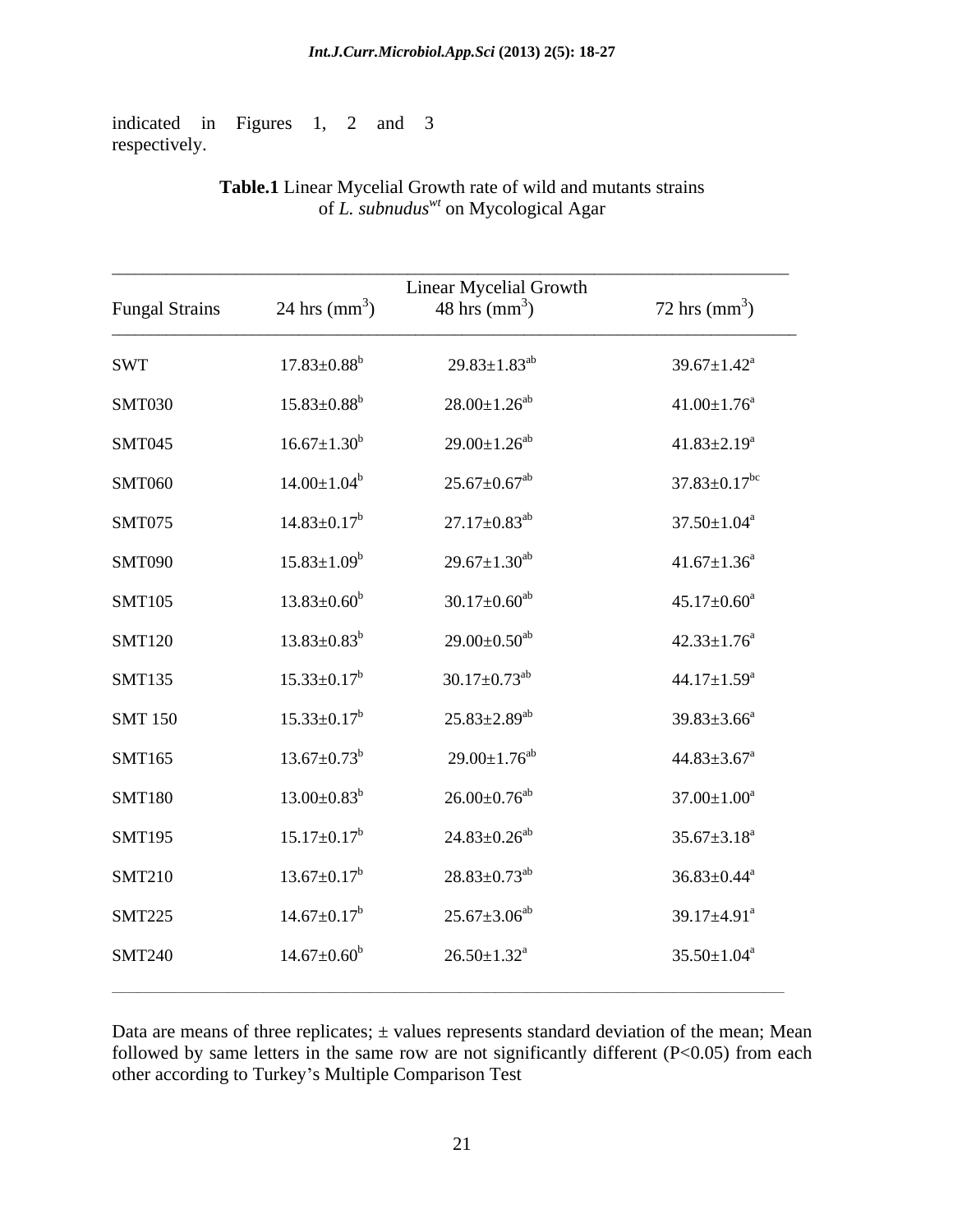indicated in Figures 1, 2 and 3 respectively.

**Table.1** Linear Mycelial Growth rate of wild and mutants strains of *L. subnudus*$^{wt}$ on Mycological Agar

| Fungal Strains | Linear Mycelial Growth | | |
|---|---|---|---|
| | 24 hrs ($mm^3$) | 48 hrs ($mm^3$) | 72 hrs ($mm^3$) |
| SWT | $17.83\pm0.88^{b}$ | $29.83\pm1.83^{ab}$ | $39.67\pm1.42^{a}$ |
| SMT030 | $15.83\pm0.88^{b}$ | $28.00\pm1.26^{ab}$ | $41.00\pm1.76^{a}$ |
| SMT045 | $16.67\pm1.30^{b}$ | $29.00\pm1.26^{ab}$ | $41.83\pm2.19^{a}$ |
| SMT060 | $14.00\pm1.04^{b}$ | $25.67\pm0.67^{ab}$ | $37.83\pm0.17^{bc}$ |
| SMT075 | $14.83\pm0.17^{b}$ | $27.17\pm0.83^{ab}$ | $37.50\pm1.04^{a}$ |
| SMT090 | $15.83\pm1.09^{b}$ | $29.67\pm1.30^{ab}$ | $41.67\pm1.36^{a}$ |
| SMT105 | $13.83\pm0.60^{b}$ | $30.17\pm0.60^{ab}$ | $45.17\pm0.60^{a}$ |
| SMT120 | $13.83\pm0.83^{b}$ | $29.00\pm0.50^{ab}$ | $42.33\pm1.76^{a}$ |
| SMT135 | $15.33\pm0.17^{b}$ | $30.17\pm0.73^{ab}$ | $44.17\pm1.59^{a}$ |
| SMT 150 | $15.33\pm0.17^{b}$ | $25.83\pm2.89^{ab}$ | $39.83\pm3.66^{a}$ |
| SMT165 | $13.67\pm0.73^{b}$ | $29.00\pm1.76^{ab}$ | $44.83\pm3.67^{a}$ |
| SMT180 | $13.00\pm0.83^{b}$ | $26.00\pm0.76^{ab}$ | $37.00\pm1.00^{a}$ |
| SMT195 | $15.17\pm0.17^{b}$ | $24.83\pm0.26^{ab}$ | $35.67\pm3.18^{a}$ |
| SMT210 | $13.67\pm0.17^{b}$ | $28.83\pm0.73^{ab}$ | $36.83\pm0.44^{a}$ |
| SMT225 | $14.67\pm0.17^{b}$ | $25.67\pm3.06^{ab}$ | $39.17\pm4.91^{a}$ |
| SMT240 | $14.67\pm0.60^{b}$ | $26.50\pm1.32^{a}$ | $35.50\pm1.04^{a}$ |

Data are means of three replicates; ± values represents standard deviation of the mean; Mean followed by same letters in the same row are not significantly different ($P<0.05$) from each other according to Turkey's Multiple Comparison Test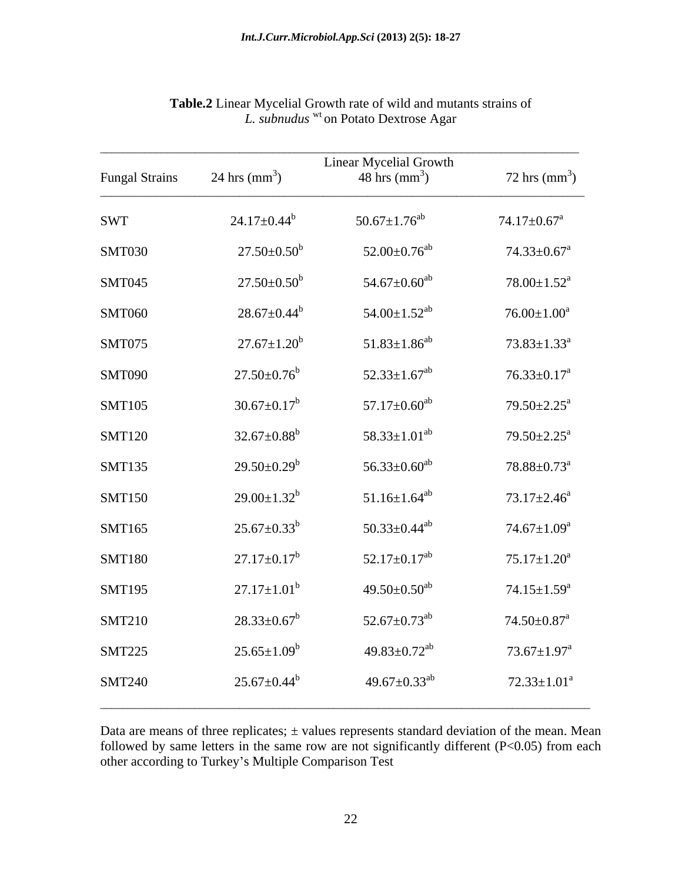**Table.2** Linear Mycelial Growth rate of wild and mutants strains of *L. subnudus* [wt] on Potato Dextrose Agar

| Fungal Strains | Linear Mycelial Growth 24 hrs ($mm^3$) | 48 hrs ($mm^3$) | 72 hrs ($mm^3$) |
|---|---|---|---|
| SWT | $24.17\pm0.44^{b}$ | $50.67\pm1.76^{ab}$ | $74.17\pm0.67^{a}$ |
| SMT030 | $27.50\pm0.50^{b}$ | $52.00\pm0.76^{ab}$ | $74.33\pm0.67^{a}$ |
| SMT045 | $27.50\pm0.50^{b}$ | $54.67\pm0.60^{ab}$ | $78.00\pm1.52^{a}$ |
| SMT060 | $28.67\pm0.44^{b}$ | $54.00\pm1.52^{ab}$ | $76.00\pm1.00^{a}$ |
| SMT075 | $27.67\pm1.20^{b}$ | $51.83\pm1.86^{ab}$ | $73.83\pm1.33^{a}$ |
| SMT090 | $27.50\pm0.76^{b}$ | $52.33\pm1.67^{ab}$ | $76.33\pm0.17^{a}$ |
| SMT105 | $30.67\pm0.17^{b}$ | $57.17\pm0.60^{ab}$ | $79.50\pm2.25^{a}$ |
| SMT120 | $32.67\pm0.88^{b}$ | $58.33\pm1.01^{ab}$ | $79.50\pm2.25^{a}$ |
| SMT135 | $29.50\pm0.29^{b}$ | $56.33\pm0.60^{ab}$ | $78.88\pm0.73^{a}$ |
| SMT150 | $29.00\pm1.32^{b}$ | $51.16\pm1.64^{ab}$ | $73.17\pm2.46^{a}$ |
| SMT165 | $25.67\pm0.33^{b}$ | $50.33\pm0.44^{ab}$ | $74.67\pm1.09^{a}$ |
| SMT180 | $27.17\pm0.17^{b}$ | $52.17\pm0.17^{ab}$ | $75.17\pm1.20^{a}$ |
| SMT195 | $27.17\pm1.01^{b}$ | $49.50\pm0.50^{ab}$ | $74.15\pm1.59^{a}$ |
| SMT210 | $28.33\pm0.67^{b}$ | $52.67\pm0.73^{ab}$ | $74.50\pm0.87^{a}$ |
| SMT225 | $25.65\pm1.09^{b}$ | $49.83\pm0.72^{ab}$ | $73.67\pm1.97^{a}$ |
| SMT240 | $25.67\pm0.44^{b}$ | $49.67\pm0.33^{ab}$ | $72.33\pm1.01^{a}$ |

Data are means of three replicates; ± values represents standard deviation of the mean. Mean followed by same letters in the same row are not significantly different ($P<0.05$) from each other according to Turkey's Multiple Comparison Test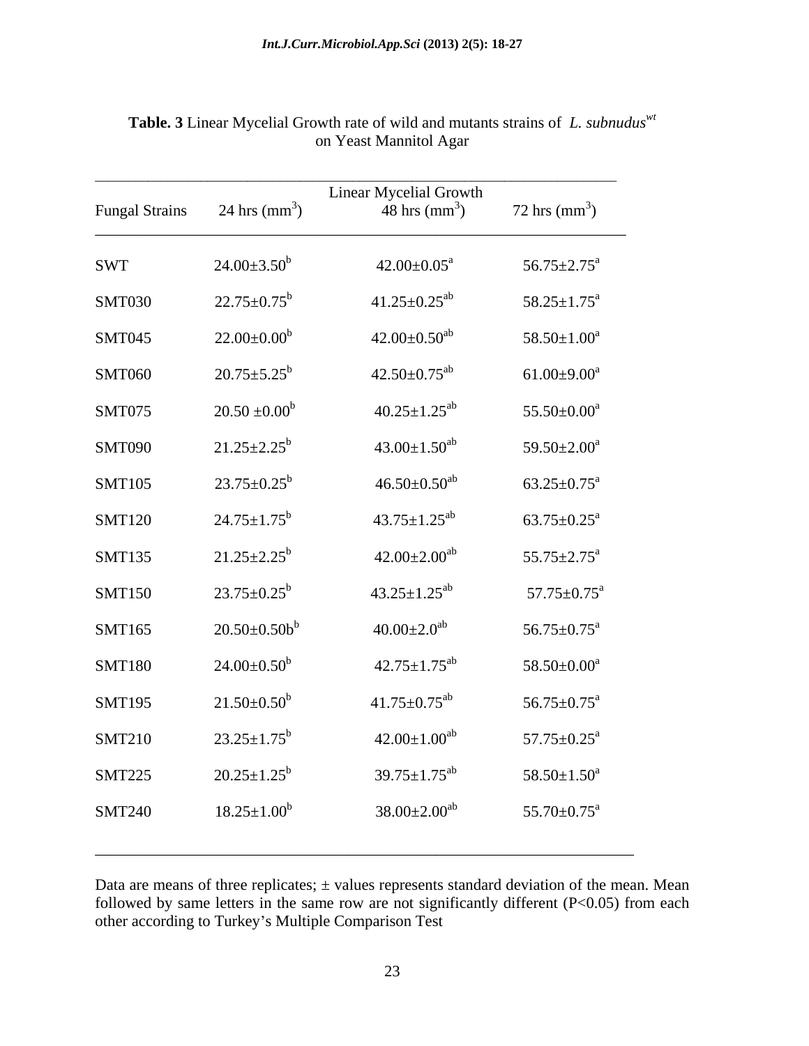**Table. 3** Linear Mycelial Growth rate of wild and mutants strains of *L. subnudus*$^{wt}$ on Yeast Mannitol Agar

| Fungal Strains | Linear Mycelial Growth 24 hrs ($mm^3$) | 48 hrs ($mm^3$) | 72 hrs ($mm^3$) |
|---|---|---|---|
| SWT | $24.00±3.50^b$ | $42.00±0.05^a$ | $56.75±2.75^a$ |
| SMT030 | $22.75±0.75^b$ | $41.25±0.25^{ab}$ | $58.25±1.75^a$ |
| SMT045 | $22.00±0.00^b$ | $42.00±0.50^{ab}$ | $58.50±1.00^a$ |
| SMT060 | $20.75±5.25^b$ | $42.50±0.75^{ab}$ | $61.00±9.00^a$ |
| SMT075 | $20.50 ±0.00^b$ | $40.25±1.25^{ab}$ | $55.50±0.00^a$ |
| SMT090 | $21.25±2.25^b$ | $43.00±1.50^{ab}$ | $59.50±2.00^a$ |
| SMT105 | $23.75±0.25^b$ | $46.50±0.50^{ab}$ | $63.25±0.75^a$ |
| SMT120 | $24.75±1.75^b$ | $43.75±1.25^{ab}$ | $63.75±0.25^a$ |
| SMT135 | $21.25±2.25^b$ | $42.00±2.00^{ab}$ | $55.75±2.75^a$ |
| SMT150 | $23.75±0.25^b$ | $43.25±1.25^{ab}$ | $57.75±0.75^a$ |
| SMT165 | $20.50±0.50b^b$ | $40.00±2.0^{ab}$ | $56.75±0.75^a$ |
| SMT180 | $24.00±0.50^b$ | $42.75±1.75^{ab}$ | $58.50±0.00^a$ |
| SMT195 | $21.50±0.50^b$ | $41.75±0.75^{ab}$ | $56.75±0.75^a$ |
| SMT210 | $23.25±1.75^b$ | $42.00±1.00^{ab}$ | $57.75±0.25^a$ |
| SMT225 | $20.25±1.25^b$ | $39.75±1.75^{ab}$ | $58.50±1.50^a$ |
| SMT240 | $18.25±1.00^b$ | $38.00±2.00^{ab}$ | $55.70±0.75^a$ |

Data are means of three replicates; ± values represents standard deviation of the mean. Mean followed by same letters in the same row are not significantly different ($P<0.05$) from each other according to Turkey's Multiple Comparison Test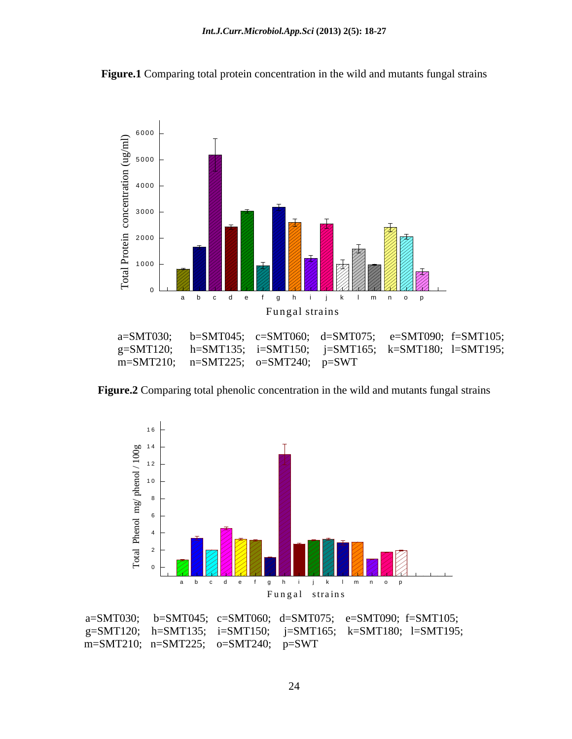**Figure.1** Comparing total protein concentration in the wild and mutants fungal strains

a=SMT030; b=SMT045; c=SMT060; d=SMT075; e=SMT090; f=SMT105; g=SMT120; h=SMT135; i=SMT150; j=SMT165; k=SMT180; l=SMT195; m=SMT210; n=SMT225; o=SMT240; p=SWT

**Figure.2** Comparing total phenolic concentration in the wild and mutants fungal strains

a=SMT030; b=SMT045; c=SMT060; d=SMT075; e=SMT090; f=SMT105; g=SMT120; h=SMT135; i=SMT150; j=SMT165; k=SMT180; l=SMT195; m=SMT210; n=SMT225; o=SMT240; p=SWT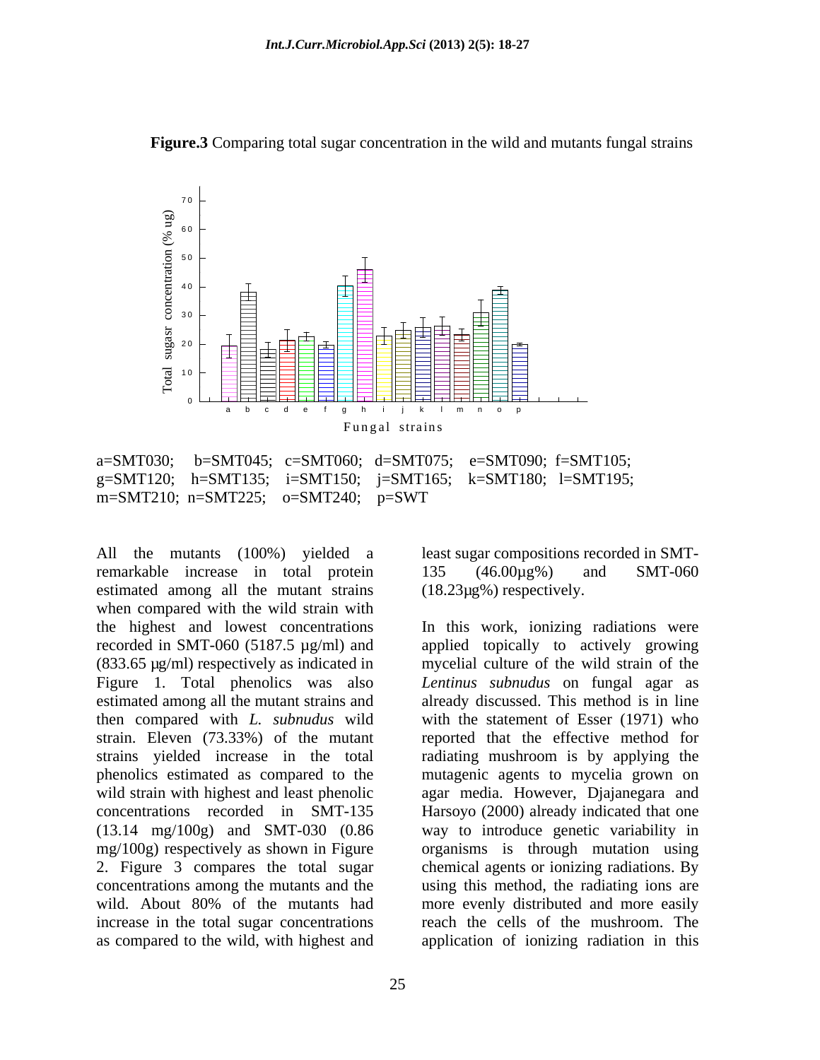**Figure.3** Comparing total sugar concentration in the wild and mutants fungal strains

a=SMT030; b=SMT045; c=SMT060; d=SMT075; e=SMT090; f=SMT105; g=SMT120; h=SMT135; i=SMT150; j=SMT165; k=SMT180; l=SMT195; m=SMT210; n=SMT225; o=SMT240; p=SWT

All the mutants (100%) yielded a remarkable increase in total protein estimated among all the mutant strains when compared with the wild strain with the highest and lowest concentrations recorded in SMT-060 (5187.5 µg/ml) and (833.65 µg/ml) respectively as indicated in Figure 1. Total phenolics was also estimated among all the mutant strains and then compared with *L. subnudus* wild strain. Eleven (73.33%) of the mutant strains yielded increase in the total phenolics estimated as compared to the wild strain with highest and least phenolic concentrations recorded in SMT-135 (13.14 mg/100g) and SMT-030 (0.86 mg/100g) respectively as shown in Figure 2. Figure 3 compares the total sugar concentrations among the mutants and the wild. About 80% of the mutants had increase in the total sugar concentrations as compared to the wild, with highest and least sugar compositions recorded in SMT-135 (46.00µg%) and SMT-060 (18.23µg%) respectively.

In this work, ionizing radiations were applied topically to actively growing mycelial culture of the wild strain of the *Lentinus subnudus* on fungal agar as already discussed. This method is in line with the statement of Esser (1971) who reported that the effective method for radiating mushroom is by applying the mutagenic agents to mycelia grown on agar media. However, Djajanegara and Harsoyo (2000) already indicated that one way to introduce genetic variability in organisms is through mutation using chemical agents or ionizing radiations. By using this method, the radiating ions are more evenly distributed and more easily reach the cells of the mushroom. The application of ionizing radiation in this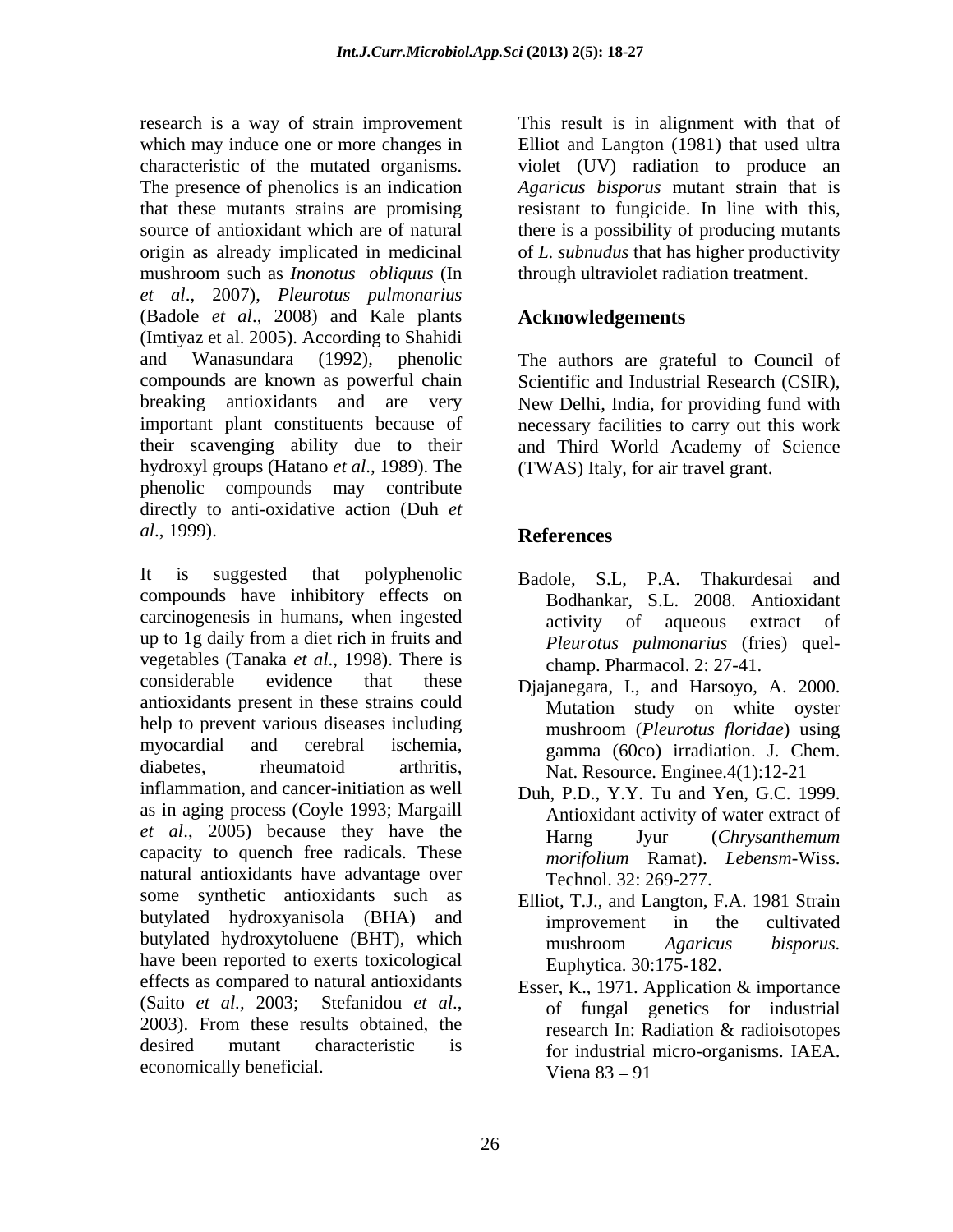research is a way of strain improvement which may induce one or more changes in characteristic of the mutated organisms. The presence of phenolics is an indication that these mutants strains are promising source of antioxidant which are of natural origin as already implicated in medicinal mushroom such as *Inonotus obliquus* (In *et al*., 2007), *Pleurotus pulmonarius* (Badole *et al*., 2008) and Kale plants (Imtiyaz et al. 2005). According to Shahidi and Wanasundara (1992), phenolic compounds are known as powerful chain breaking antioxidants and are very important plant constituents because of their scavenging ability due to their hydroxyl groups (Hatano *et al*., 1989). The phenolic compounds may contribute directly to anti-oxidative action (Duh *et al*., 1999).

It is suggested that polyphenolic compounds have inhibitory effects on carcinogenesis in humans, when ingested up to 1g daily from a diet rich in fruits and vegetables (Tanaka *et al*., 1998). There is considerable evidence that these antioxidants present in these strains could help to prevent various diseases including myocardial and cerebral ischemia, diabetes, rheumatoid arthritis, inflammation, and cancer-initiation as well as in aging process (Coyle 1993; Margaill *et al*., 2005) because they have the capacity to quench free radicals. These natural antioxidants have advantage over some synthetic antioxidants such as butylated hydroxyanisola (BHA) and butylated hydroxytoluene (BHT), which have been reported to exerts toxicological effects as compared to natural antioxidants (Saito *et al.*, 2003; Stefanidou *et al*., 2003). From these results obtained, the desired mutant characteristic is economically beneficial.

This result is in alignment with that of Elliot and Langton (1981) that used ultra violet (UV) radiation to produce an *Agaricus bisporus* mutant strain that is resistant to fungicide. In line with this, there is a possibility of producing mutants of *L. subnudus* that has higher productivity through ultraviolet radiation treatment.

## Acknowledgements

The authors are grateful to Council of Scientific and Industrial Research (CSIR), New Delhi, India, for providing fund with necessary facilities to carry out this work and Third World Academy of Science (TWAS) Italy, for air travel grant.

## References

Badole, S.L, P.A. Thakurdesai and Bodhankar, S.L. 2008. Antioxidant activity of aqueous extract of *Pleurotus pulmonarius* (fries) quel-champ. Pharmacol. 2: 27-41.

Djajanegara, I., and Harsoyo, A. 2000. Mutation study on white oyster mushroom (*Pleurotus floridae*) using gamma (60co) irradiation. J. Chem. Nat. Resource. Enginee.4(1):12-21

Duh, P.D., Y.Y. Tu and Yen, G.C. 1999. Antioxidant activity of water extract of Harng Jyur (*Chrysanthemum morifolium* Ramat). *Lebensm*-Wiss. Technol. 32: 269-277.

Elliot, T.J., and Langton, F.A. 1981 Strain improvement in the cultivated mushroom *Agaricus bisporus.* Euphytica. 30:175-182.

Esser, K., 1971. Application & importance of fungal genetics for industrial research In: Radiation & radioisotopes for industrial micro-organisms. IAEA. Viena 83 – 91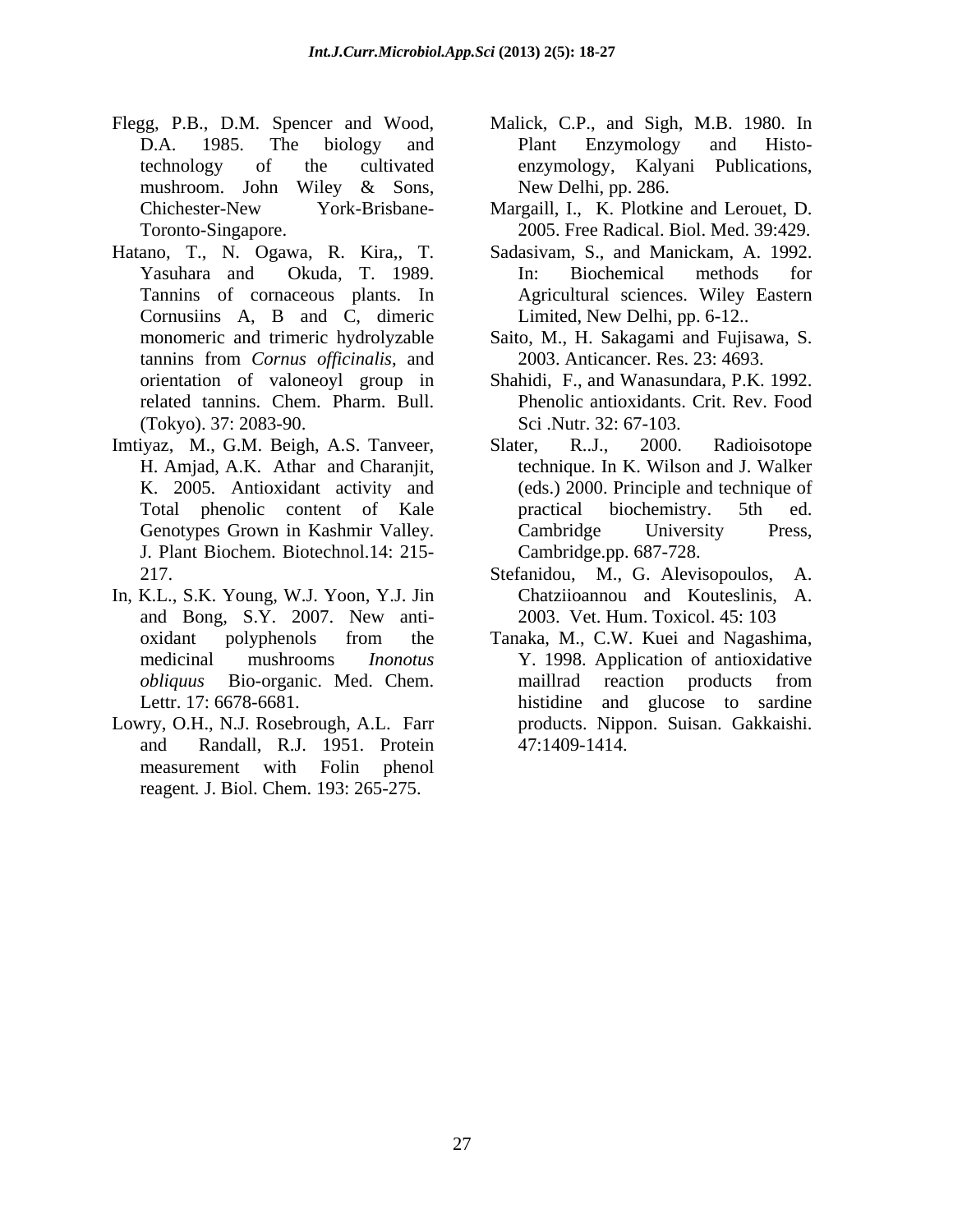Flegg, P.B., D.M. Spencer and Wood, D.A. 1985. The biology and technology of the cultivated mushroom. John Wiley & Sons, Chichester-New York-Brisbane-Toronto-Singapore.

Hatano, T., N. Ogawa, R. Kira,, T. Yasuhara and Okuda, T. 1989. Tannins of cornaceous plants. In Cornusiins A, B and C, dimeric monomeric and trimeric hydrolyzable tannins from *Cornus officinalis*, and orientation of valoneoyl group in related tannins. Chem. Pharm. Bull. (Tokyo). 37: 2083-90.

Imtiyaz, M., G.M. Beigh, A.S. Tanveer, H. Amjad, A.K. Athar and Charanjit, K. 2005. Antioxidant activity and Total phenolic content of Kale Genotypes Grown in Kashmir Valley. J. Plant Biochem. Biotechnol.14: 215-217.

In, K.L., S.K. Young, W.J. Yoon, Y.J. Jin and Bong, S.Y. 2007. New anti-oxidant polyphenols from the medicinal mushrooms *Inonotus obliquus* Bio-organic. Med. Chem. Lettr. 17: 6678-6681.

Lowry, O.H., N.J. Rosebrough, A.L. Farr and Randall, R.J. 1951. Protein measurement with Folin phenol reagent. J. Biol. Chem. 193: 265-275.

Malick, C.P., and Sigh, M.B. 1980. In Plant Enzymology and Histo-enzymology, Kalyani Publications, New Delhi, pp. 286.

Margaill, I., K. Plotkine and Lerouet, D. 2005. Free Radical. Biol. Med. 39:429.

Sadasivam, S., and Manickam, A. 1992. In: Biochemical methods for Agricultural sciences. Wiley Eastern Limited, New Delhi, pp. 6-12..

Saito, M., H. Sakagami and Fujisawa, S. 2003. Anticancer. Res. 23: 4693.

Shahidi, F., and Wanasundara, P.K. 1992. Phenolic antioxidants. Crit. Rev. Food Sci .Nutr. 32: 67-103.

Slater, R..J., 2000. Radioisotope technique. In K. Wilson and J. Walker (eds.) 2000. Principle and technique of practical biochemistry. 5th ed. Cambridge University Press, Cambridge.pp. 687-728.

Stefanidou, M., G. Alevisopoulos, A. Chatziioannou and Kouteslinis, A. 2003. Vet. Hum. Toxicol. 45: 103

Tanaka, M., C.W. Kuei and Nagashima, Y. 1998. Application of antioxidative maillrad reaction products from histidine and glucose to sardine products. Nippon. Suisan. Gakkaishi. 47:1409-1414.